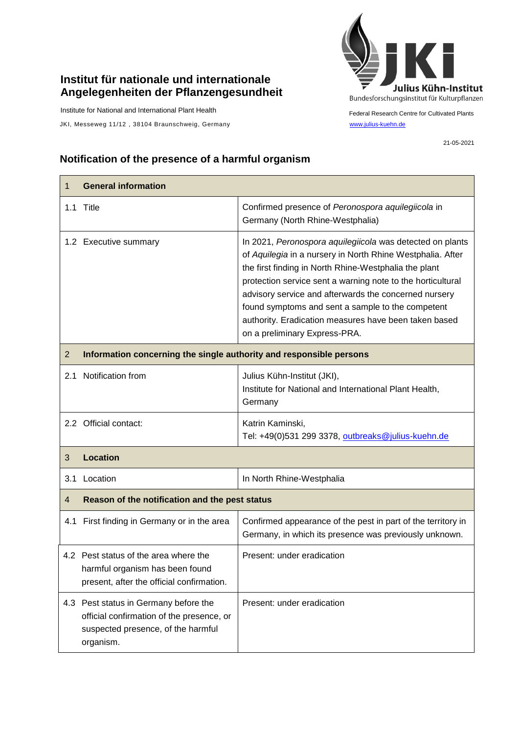**Institut für nationale und internationale Angelegenheiten der Pflanzengesundheit**

Institute for National and International Plant Health

JKI, Messeweg 11/12 , 38104 Braunschweig, Germany

Julius Kühn-Institut
Bundesforschungsinstitut für Kulturpflanzen

Federal Research Centre for Cultivated Plants
www.julius-kuehn.de

21-05-2021

## Notification of the presence of a harmful organism

| 1 **General information** | |
|---|---|
| 1.1 Title | Confirmed presence of *Peronospora aquilegiicola* in Germany (North Rhine-Westphalia) |
| 1.2 Executive summary | In 2021, *Peronospora aquilegiicola* was detected on plants of *Aquilegia* in a nursery in North Rhine Westphalia. After the first finding in North Rhine-Westphalia the plant protection service sent a warning note to the horticultural advisory service and afterwards the concerned nursery found symptoms and sent a sample to the competent authority. Eradication measures have been taken based on a preliminary Express-PRA. |
| 2 **Information concerning the single authority and responsible persons** | |
| 2.1 Notification from | Julius Kühn-Institut (JKI), Institute for National and International Plant Health, Germany |
| 2.2 Official contact: | Katrin Kaminski, Tel: +49(0)531 299 3378, outbreaks@julius-kuehn.de |
| 3 **Location** | |
| 3.1 Location | In North Rhine-Westphalia |
| 4 **Reason of the notification and the pest status** | |
| 4.1 First finding in Germany or in the area | Confirmed appearance of the pest in part of the territory in Germany, in which its presence was previously unknown. |
| 4.2 Pest status of the area where the harmful organism has been found present, after the official confirmation. | Present: under eradication |
| 4.3 Pest status in Germany before the official confirmation of the presence, or suspected presence, of the harmful organism. | Present: under eradication |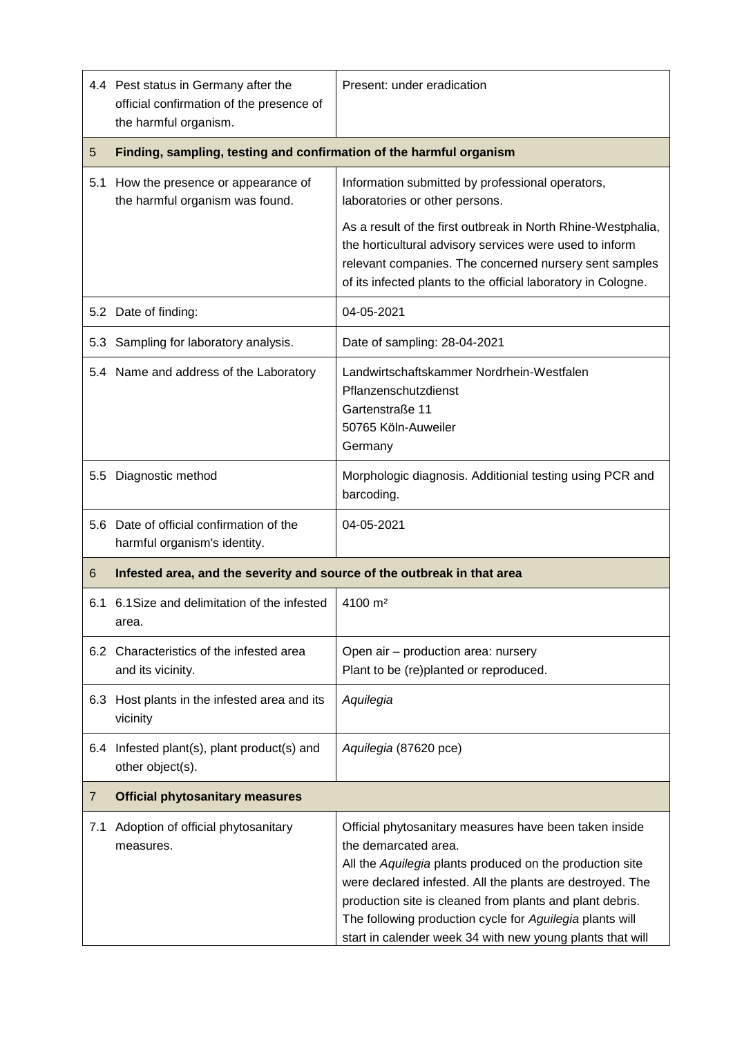| | | |
|---|---|---|
| 4.4 | Pest status in Germany after the official confirmation of the presence of the harmful organism. | Present: under eradication |
| **5** | **Finding, sampling, testing and confirmation of the harmful organism** | |
| 5.1 | How the presence or appearance of the harmful organism was found. | Information submitted by professional operators, laboratories or other persons.<br><br>As a result of the first outbreak in North Rhine-Westphalia, the horticultural advisory services were used to inform relevant companies. The concerned nursery sent samples of its infected plants to the official laboratory in Cologne. |
| 5.2 | Date of finding: | 04-05-2021 |
| 5.3 | Sampling for laboratory analysis. | Date of sampling: 28-04-2021 |
| 5.4 | Name and address of the Laboratory | Landwirtschaftskammer Nordrhein-Westfalen<br>Pflanzenschutzdienst<br>Gartenstraße 11<br>50765 Köln-Auweiler<br>Germany |
| 5.5 | Diagnostic method | Morphologic diagnosis. Additionial testing using PCR and barcoding. |
| 5.6 | Date of official confirmation of the harmful organism's identity. | 04-05-2021 |
| **6** | **Infested area, and the severity and source of the outbreak in that area** | |
| 6.1 | 6.1Size and delimitation of the infested area. | 4100 m² |
| 6.2 | Characteristics of the infested area and its vicinity. | Open air – production area: nursery<br>Plant to be (re)planted or reproduced. |
| 6.3 | Host plants in the infested area and its vicinity | *Aquilegia* |
| 6.4 | Infested plant(s), plant product(s) and other object(s). | *Aquilegia* (87620 pce) |
| **7** | **Official phytosanitary measures** | |
| 7.1 | Adoption of official phytosanitary measures. | Official phytosanitary measures have been taken inside the demarcated area.<br>All the *Aquilegia* plants produced on the production site were declared infested. All the plants are destroyed. The production site is cleaned from plants and plant debris. The following production cycle for *Aguilegia* plants will start in calender week 34 with new young plants that will |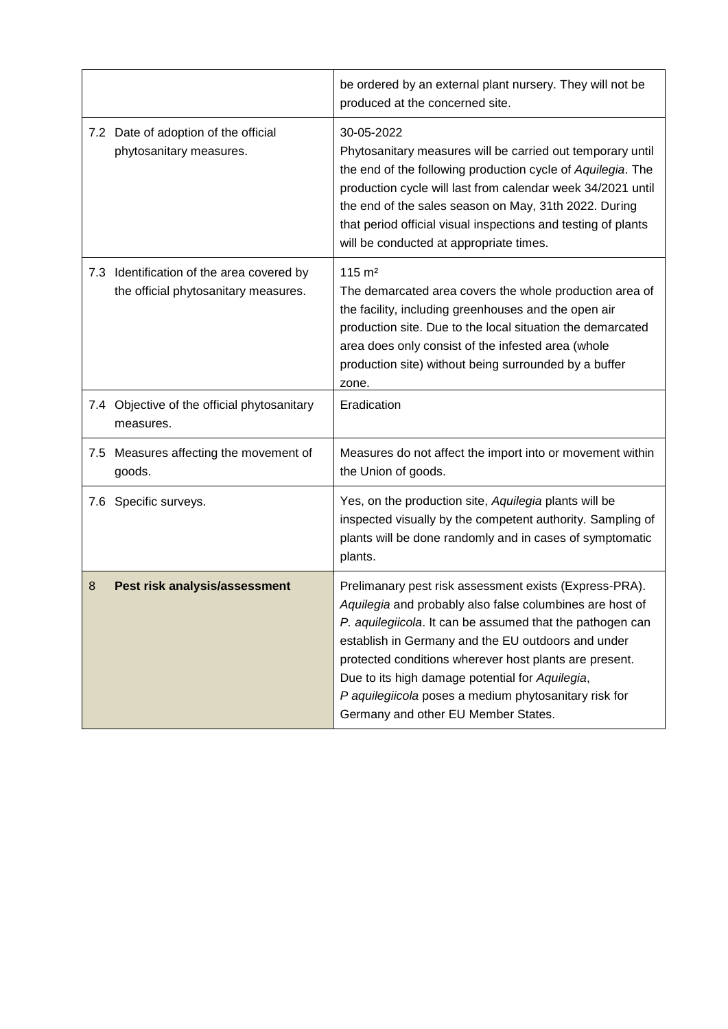| | |
|---|---|
| | be ordered by an external plant nursery. They will not be produced at the concerned site. |
| 7.2 Date of adoption of the official phytosanitary measures. | 30-05-2022<br>Phytosanitary measures will be carried out temporary until the end of the following production cycle of *Aquilegia*. The production cycle will last from calendar week 34/2021 until the end of the sales season on May, 31th 2022. During that period official visual inspections and testing of plants will be conducted at appropriate times. |
| 7.3 Identification of the area covered by the official phytosanitary measures. | 115 m²<br>The demarcated area covers the whole production area of the facility, including greenhouses and the open air production site. Due to the local situation the demarcated area does only consist of the infested area (whole production site) without being surrounded by a buffer zone. |
| 7.4 Objective of the official phytosanitary measures. | Eradication |
| 7.5 Measures affecting the movement of goods. | Measures do not affect the import into or movement within the Union of goods. |
| 7.6 Specific surveys. | Yes, on the production site, *Aquilegia* plants will be inspected visually by the competent authority. Sampling of plants will be done randomly and in cases of symptomatic plants. |
| 8 **Pest risk analysis/assessment** | Prelimanary pest risk assessment exists (Express-PRA). *Aquilegia* and probably also false columbines are host of *P. aquilegiicola*. It can be assumed that the pathogen can establish in Germany and the EU outdoors and under protected conditions wherever host plants are present. Due to its high damage potential for *Aquilegia*, *P aquilegiicola* poses a medium phytosanitary risk for Germany and other EU Member States. |